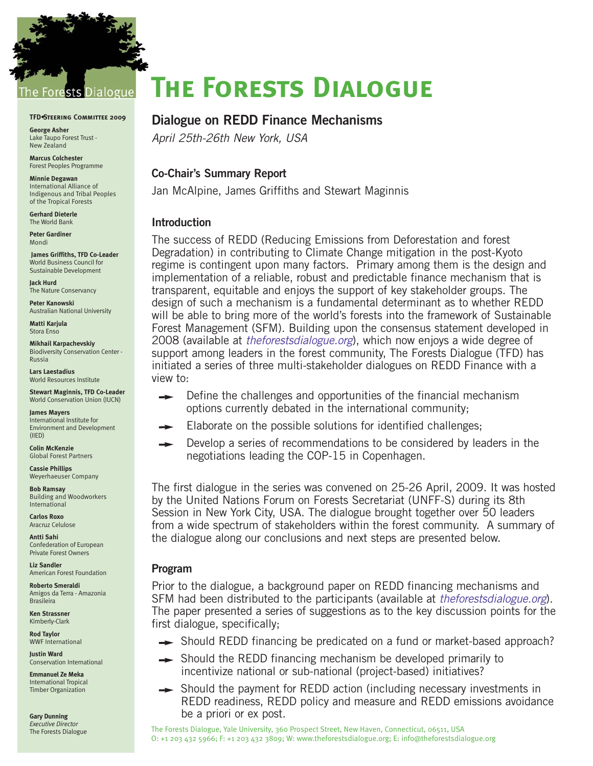# The Forests Dialogue

## Dialogue on REDD Finance Mechanisms

*April 25th-26th New York, USA*

### Co-Chair's Summary Report

Jan McAlpine, James Griffiths and Stewart Maginnis

### Introduction

The success of REDD (Reducing Emissions from Deforestation and forest Degradation) in contributing to Climate Change mitigation in the post-Kyoto regime is contingent upon many factors. Primary among them is the design and implementation of a reliable, robust and predictable finance mechanism that is transparent, equitable and enjoys the support of key stakeholder groups. The design of such a mechanism is a fundamental determinant as to whether REDD will be able to bring more of the world's forests into the framework of Sustainable Forest Management (SFM). Building upon the consensus statement developed in 2008 (available at *theforestsdialogue.org*), which now enjoys a wide degree of support among leaders in the forest community, The Forests Dialogue (TFD) has initiated a series of three multi-stakeholder dialogues on REDD Finance with a view to:

- Define the challenges and opportunities of the financial mechanism options currently debated in the international community;
- Elaborate on the possible solutions for identified challenges;
- Develop a series of recommendations to be considered by leaders in the negotiations leading the COP-15 in Copenhagen.

The first dialogue in the series was convened on 25-26 April, 2009. It was hosted by the United Nations Forum on Forests Secretariat (UNFF-S) during its 8th Session in New York City, USA. The dialogue brought together over 50 leaders from a wide spectrum of stakeholders within the forest community. A summary of the dialogue along our conclusions and next steps are presented below.

### Program

Prior to the dialogue, a background paper on REDD financing mechanisms and SFM had been distributed to the participants (available at *theforestsdialogue.org*). The paper presented a series of suggestions as to the key discussion points for the first dialogue, specifically;

- Should REDD financing be predicated on a fund or market-based approach?
- Should the REDD financing mechanism be developed primarily to incentivize national or sub-national (project-based) initiatives?
- Should the payment for REDD action (including necessary investments in REDD readiness, REDD policy and measure and REDD emissions avoidance be a priori or ex post.

**TFD Steering Committee 2009**

**George Asher**
Lake Taupo Forest Trust - New Zealand

**Marcus Colchester**
Forest Peoples Programme

**Minnie Degawan**
International Alliance of Indigenous and Tribal Peoples of the Tropical Forests

**Gerhard Dieterle**
The World Bank

**Peter Gardiner**
Mondi

**James Griffiths, TFD Co-Leader**
World Business Council for Sustainable Development

**Jack Hurd**
The Nature Conservancy

**Peter Kanowski**
Australian National University

**Matti Karjula**
Stora Enso

**Mikhail Karpachevskiy**
Biodiversity Conservation Center - Russia

**Lars Laestadius**
World Resources Institute

**Stewart Maginnis, TFD Co-Leader**
World Conservation Union (IUCN)

**James Mayers**
International Institute for Environment and Development (IIED)

**Colin McKenzie**
Global Forest Partners

**Cassie Phillips**
Weyerhaeuser Company

**Bob Ramsay**
Building and Woodworkers International

**Carlos Roxo**
Aracruz Celulose

**Antti Sahi**
Confederation of European Private Forest Owners

**Liz Sandler**
American Forest Foundation

**Roberto Smeraldi**
Amigos da Terra - Amazonia Brasileira

**Ken Strassner**
Kimberly-Clark

**Rod Taylor**
WWF International

**Justin Ward**
Conservation International

**Emmanuel Ze Meka**
International Tropical Timber Organization

**Gary Dunning**
*Executive Director*
The Forests Dialogue

The Forests Dialogue, Yale University, 360 Prospect Street, New Haven, Connecticut, 06511, USA
O: +1 203 432 5966; F: +1 203 432 3809; W: www.theforestsdialogue.org; E: info@theforestsdialogue.org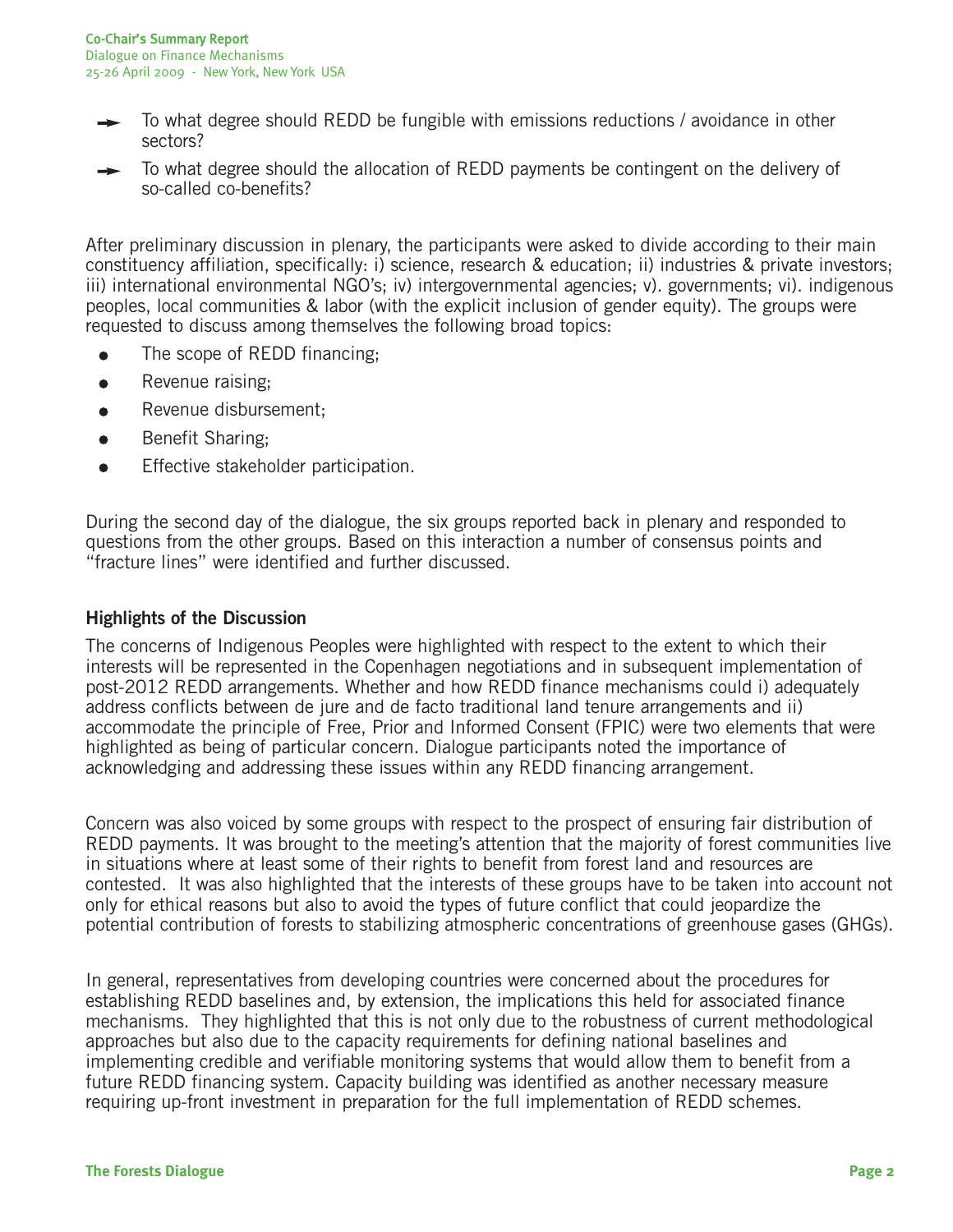- To what degree should REDD be fungible with emissions reductions / avoidance in other sectors?
- To what degree should the allocation of REDD payments be contingent on the delivery of so-called co-benefits?

After preliminary discussion in plenary, the participants were asked to divide according to their main constituency affiliation, specifically: i) science, research & education; ii) industries & private investors; iii) international environmental NGO's; iv) intergovernmental agencies; v). governments; vi). indigenous peoples, local communities & labor (with the explicit inclusion of gender equity). The groups were requested to discuss among themselves the following broad topics:

- The scope of REDD financing;
- Revenue raising;
- Revenue disbursement;
- Benefit Sharing;
- Effective stakeholder participation.

During the second day of the dialogue, the six groups reported back in plenary and responded to questions from the other groups. Based on this interaction a number of consensus points and "fracture lines" were identified and further discussed.

## Highlights of the Discussion

The concerns of Indigenous Peoples were highlighted with respect to the extent to which their interests will be represented in the Copenhagen negotiations and in subsequent implementation of post-2012 REDD arrangements. Whether and how REDD finance mechanisms could i) adequately address conflicts between de jure and de facto traditional land tenure arrangements and ii) accommodate the principle of Free, Prior and Informed Consent (FPIC) were two elements that were highlighted as being of particular concern. Dialogue participants noted the importance of acknowledging and addressing these issues within any REDD financing arrangement.

Concern was also voiced by some groups with respect to the prospect of ensuring fair distribution of REDD payments. It was brought to the meeting's attention that the majority of forest communities live in situations where at least some of their rights to benefit from forest land and resources are contested. It was also highlighted that the interests of these groups have to be taken into account not only for ethical reasons but also to avoid the types of future conflict that could jeopardize the potential contribution of forests to stabilizing atmospheric concentrations of greenhouse gases (GHGs).

In general, representatives from developing countries were concerned about the procedures for establishing REDD baselines and, by extension, the implications this held for associated finance mechanisms. They highlighted that this is not only due to the robustness of current methodological approaches but also due to the capacity requirements for defining national baselines and implementing credible and verifiable monitoring systems that would allow them to benefit from a future REDD financing system. Capacity building was identified as another necessary measure requiring up-front investment in preparation for the full implementation of REDD schemes.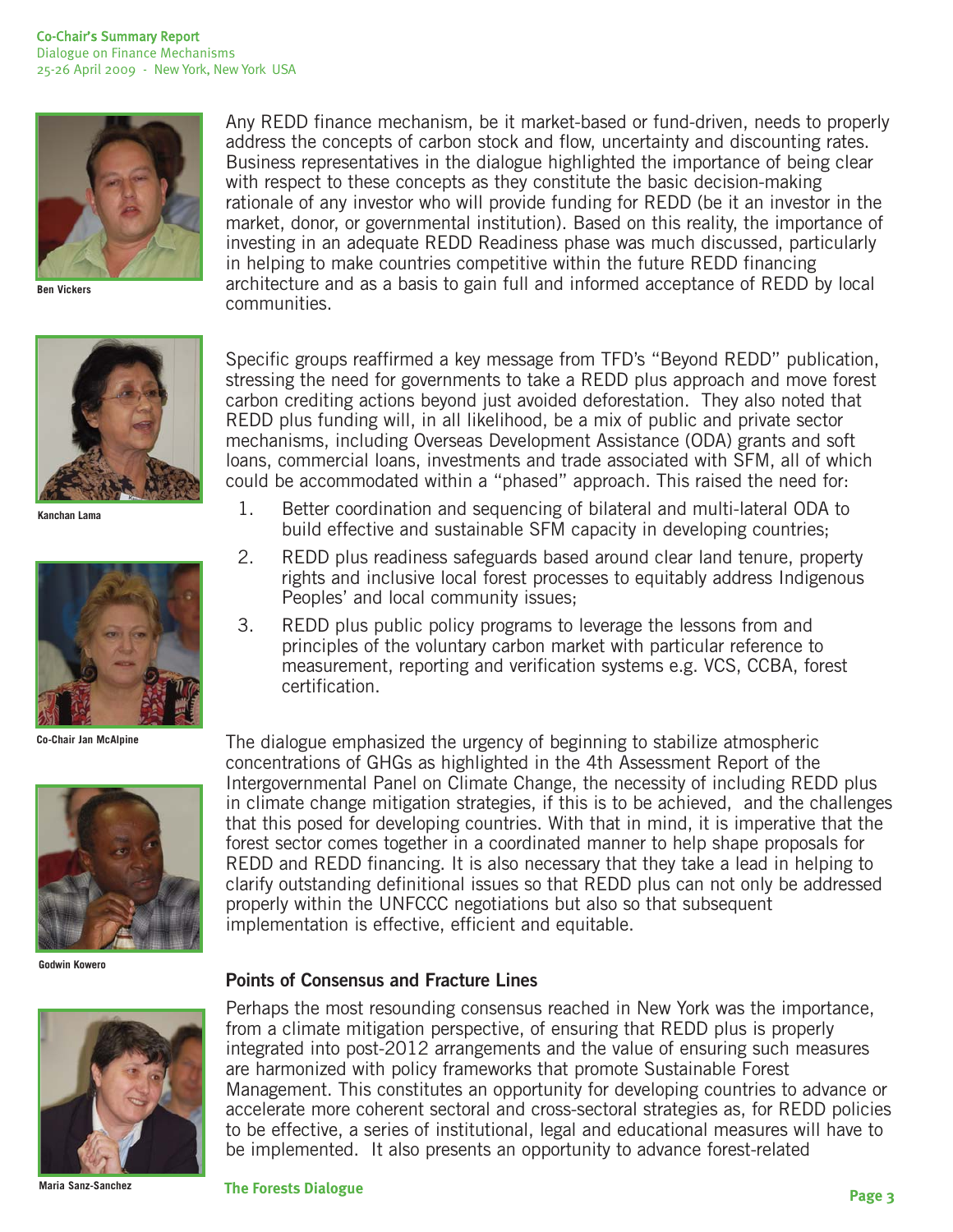Ben Vickers

Kanchan Lama

Co-Chair Jan McAlpine

Godwin Kowero

Maria Sanz-Sanchez

Any REDD finance mechanism, be it market-based or fund-driven, needs to properly address the concepts of carbon stock and flow, uncertainty and discounting rates. Business representatives in the dialogue highlighted the importance of being clear with respect to these concepts as they constitute the basic decision-making rationale of any investor who will provide funding for REDD (be it an investor in the market, donor, or governmental institution). Based on this reality, the importance of investing in an adequate REDD Readiness phase was much discussed, particularly in helping to make countries competitive within the future REDD financing architecture and as a basis to gain full and informed acceptance of REDD by local communities.

Specific groups reaffirmed a key message from TFD's "Beyond REDD" publication, stressing the need for governments to take a REDD plus approach and move forest carbon crediting actions beyond just avoided deforestation. They also noted that REDD plus funding will, in all likelihood, be a mix of public and private sector mechanisms, including Overseas Development Assistance (ODA) grants and soft loans, commercial loans, investments and trade associated with SFM, all of which could be accommodated within a "phased" approach. This raised the need for:

1. Better coordination and sequencing of bilateral and multi-lateral ODA to build effective and sustainable SFM capacity in developing countries;
2. REDD plus readiness safeguards based around clear land tenure, property rights and inclusive local forest processes to equitably address Indigenous Peoples' and local community issues;
3. REDD plus public policy programs to leverage the lessons from and principles of the voluntary carbon market with particular reference to measurement, reporting and verification systems e.g. VCS, CCBA, forest certification.

The dialogue emphasized the urgency of beginning to stabilize atmospheric concentrations of GHGs as highlighted in the 4th Assessment Report of the Intergovernmental Panel on Climate Change, the necessity of including REDD plus in climate change mitigation strategies, if this is to be achieved, and the challenges that this posed for developing countries. With that in mind, it is imperative that the forest sector comes together in a coordinated manner to help shape proposals for REDD and REDD financing. It is also necessary that they take a lead in helping to clarify outstanding definitional issues so that REDD plus can not only be addressed properly within the UNFCCC negotiations but also so that subsequent implementation is effective, efficient and equitable.

## Points of Consensus and Fracture Lines

Perhaps the most resounding consensus reached in New York was the importance, from a climate mitigation perspective, of ensuring that REDD plus is properly integrated into post-2012 arrangements and the value of ensuring such measures are harmonized with policy frameworks that promote Sustainable Forest Management. This constitutes an opportunity for developing countries to advance or accelerate more coherent sectoral and cross-sectoral strategies as, for REDD policies to be effective, a series of institutional, legal and educational measures will have to be implemented. It also presents an opportunity to advance forest-related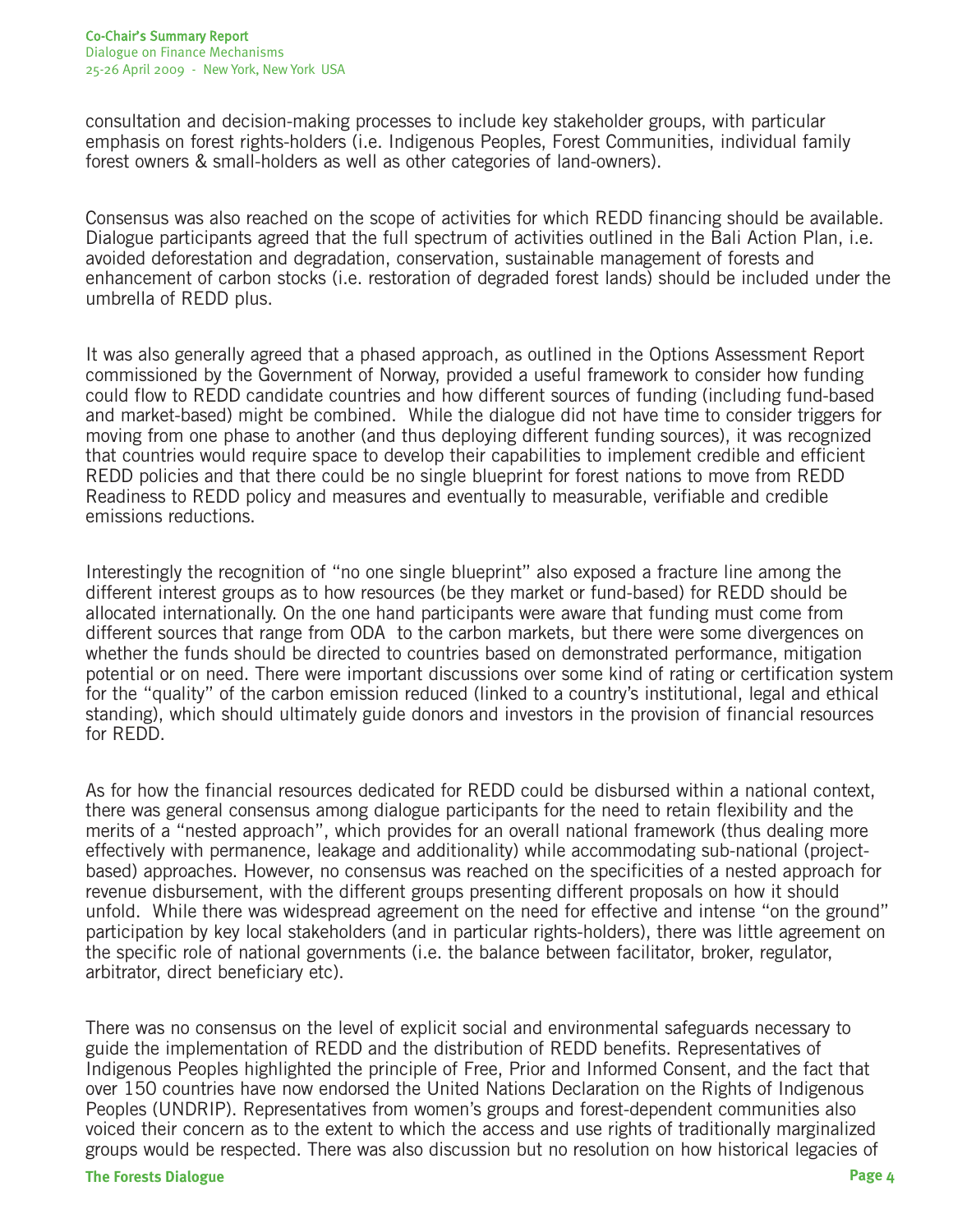consultation and decision-making processes to include key stakeholder groups, with particular emphasis on forest rights-holders (i.e. Indigenous Peoples, Forest Communities, individual family forest owners & small-holders as well as other categories of land-owners).

Consensus was also reached on the scope of activities for which REDD financing should be available. Dialogue participants agreed that the full spectrum of activities outlined in the Bali Action Plan, i.e. avoided deforestation and degradation, conservation, sustainable management of forests and enhancement of carbon stocks (i.e. restoration of degraded forest lands) should be included under the umbrella of REDD plus.

It was also generally agreed that a phased approach, as outlined in the Options Assessment Report commissioned by the Government of Norway, provided a useful framework to consider how funding could flow to REDD candidate countries and how different sources of funding (including fund-based and market-based) might be combined. While the dialogue did not have time to consider triggers for moving from one phase to another (and thus deploying different funding sources), it was recognized that countries would require space to develop their capabilities to implement credible and efficient REDD policies and that there could be no single blueprint for forest nations to move from REDD Readiness to REDD policy and measures and eventually to measurable, verifiable and credible emissions reductions.

Interestingly the recognition of "no one single blueprint" also exposed a fracture line among the different interest groups as to how resources (be they market or fund-based) for REDD should be allocated internationally. On the one hand participants were aware that funding must come from different sources that range from ODA to the carbon markets, but there were some divergences on whether the funds should be directed to countries based on demonstrated performance, mitigation potential or on need. There were important discussions over some kind of rating or certification system for the "quality" of the carbon emission reduced (linked to a country's institutional, legal and ethical standing), which should ultimately guide donors and investors in the provision of financial resources for REDD.

As for how the financial resources dedicated for REDD could be disbursed within a national context, there was general consensus among dialogue participants for the need to retain flexibility and the merits of a "nested approach", which provides for an overall national framework (thus dealing more effectively with permanence, leakage and additionality) while accommodating sub-national (project-based) approaches. However, no consensus was reached on the specificities of a nested approach for revenue disbursement, with the different groups presenting different proposals on how it should unfold. While there was widespread agreement on the need for effective and intense "on the ground" participation by key local stakeholders (and in particular rights-holders), there was little agreement on the specific role of national governments (i.e. the balance between facilitator, broker, regulator, arbitrator, direct beneficiary etc).

There was no consensus on the level of explicit social and environmental safeguards necessary to guide the implementation of REDD and the distribution of REDD benefits. Representatives of Indigenous Peoples highlighted the principle of Free, Prior and Informed Consent, and the fact that over 150 countries have now endorsed the United Nations Declaration on the Rights of Indigenous Peoples (UNDRIP). Representatives from women's groups and forest-dependent communities also voiced their concern as to the extent to which the access and use rights of traditionally marginalized groups would be respected. There was also discussion but no resolution on how historical legacies of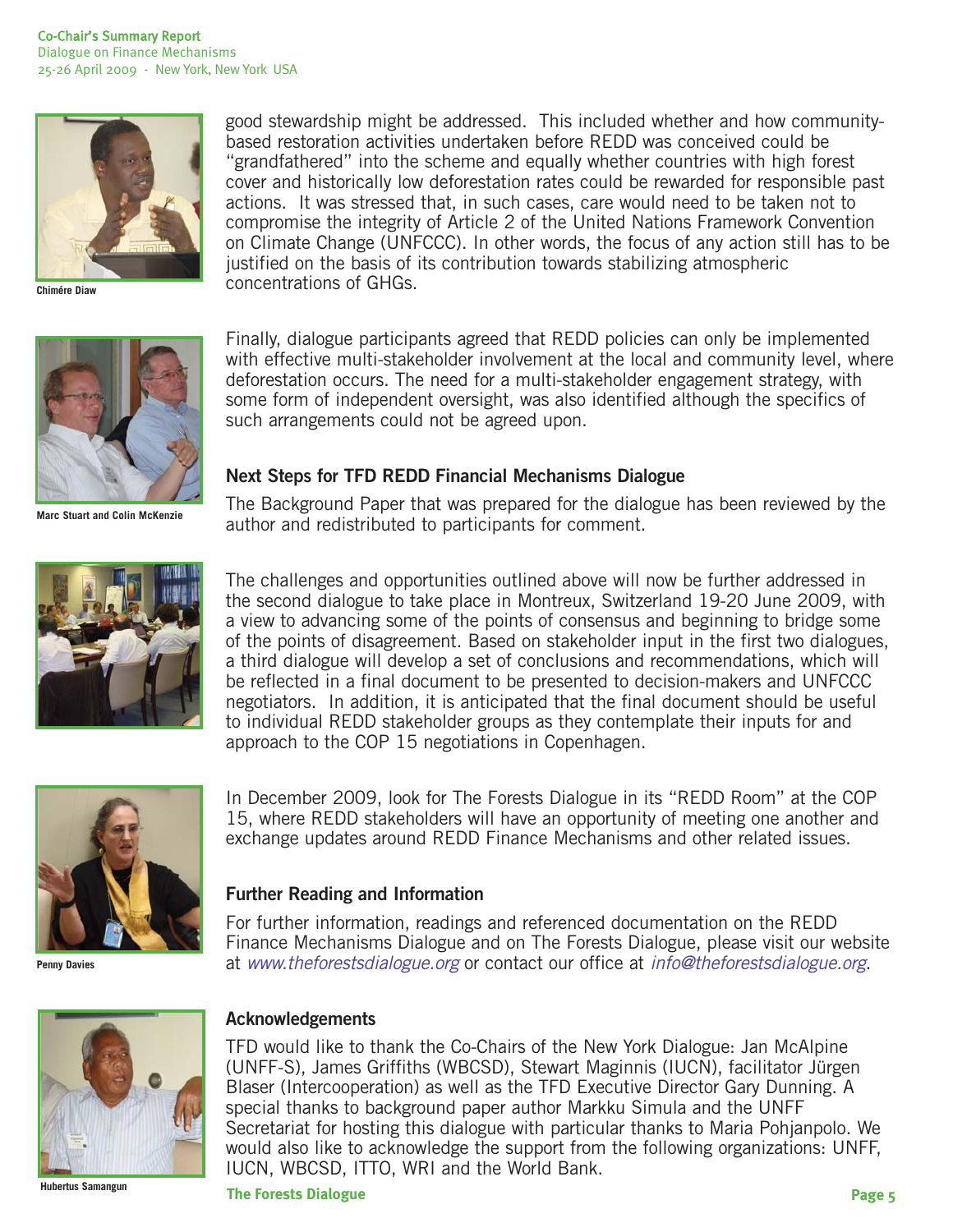good stewardship might be addressed. This included whether and how community-based restoration activities undertaken before REDD was conceived could be "grandfathered" into the scheme and equally whether countries with high forest cover and historically low deforestation rates could be rewarded for responsible past actions. It was stressed that, in such cases, care would need to be taken not to compromise the integrity of Article 2 of the United Nations Framework Convention on Climate Change (UNFCCC). In other words, the focus of any action still has to be justified on the basis of its contribution towards stabilizing atmospheric concentrations of GHGs.

Chimére Diaw

Finally, dialogue participants agreed that REDD policies can only be implemented with effective multi-stakeholder involvement at the local and community level, where deforestation occurs. The need for a multi-stakeholder engagement strategy, with some form of independent oversight, was also identified although the specifics of such arrangements could not be agreed upon.

Marc Stuart and Colin McKenzie

## Next Steps for TFD REDD Financial Mechanisms Dialogue

The Background Paper that was prepared for the dialogue has been reviewed by the author and redistributed to participants for comment.

The challenges and opportunities outlined above will now be further addressed in the second dialogue to take place in Montreux, Switzerland 19-20 June 2009, with a view to advancing some of the points of consensus and beginning to bridge some of the points of disagreement. Based on stakeholder input in the first two dialogues, a third dialogue will develop a set of conclusions and recommendations, which will be reflected in a final document to be presented to decision-makers and UNFCCC negotiators. In addition, it is anticipated that the final document should be useful to individual REDD stakeholder groups as they contemplate their inputs for and approach to the COP 15 negotiations in Copenhagen.

In December 2009, look for The Forests Dialogue in its "REDD Room" at the COP 15, where REDD stakeholders will have an opportunity of meeting one another and exchange updates around REDD Finance Mechanisms and other related issues.

Penny Davies

## Further Reading and Information

For further information, readings and referenced documentation on the REDD Finance Mechanisms Dialogue and on The Forests Dialogue, please visit our website at *www.theforestsdialogue.org* or contact our office at *info@theforestsdialogue.org*.

## Acknowledgements

TFD would like to thank the Co-Chairs of the New York Dialogue: Jan McAlpine (UNFF-S), James Griffiths (WBCSD), Stewart Maginnis (IUCN), facilitator Jürgen Blaser (Intercooperation) as well as the TFD Executive Director Gary Dunning. A special thanks to background paper author Markku Simula and the UNFF Secretariat for hosting this dialogue with particular thanks to Maria Pohjanpolo. We would also like to acknowledge the support from the following organizations: UNFF, IUCN, WBCSD, ITTO, WRI and the World Bank.

Hubertus Samangun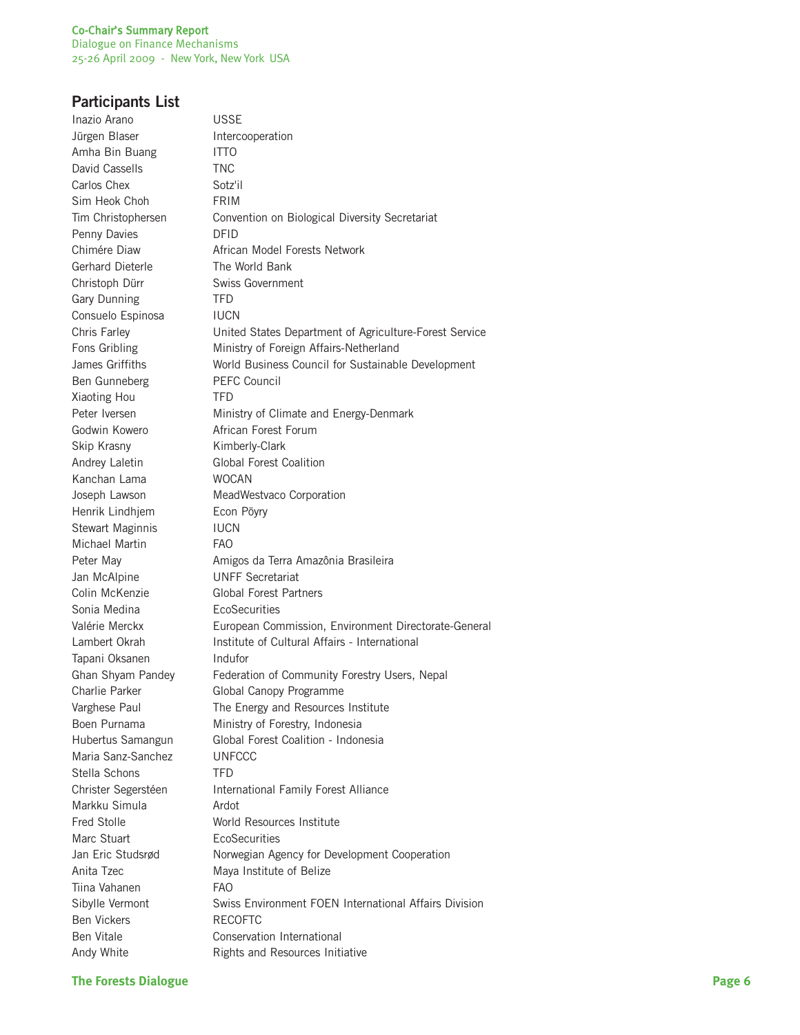## Participants List

| | |
|---|---|
| Inazio Arano | USSE |
| Jürgen Blaser | Intercooperation |
| Amha Bin Buang | ITTO |
| David Cassells | TNC |
| Carlos Chex | Sotz'il |
| Sim Heok Choh | FRIM |
| Tim Christophersen | Convention on Biological Diversity Secretariat |
| Penny Davies | DFID |
| Chimére Diaw | African Model Forests Network |
| Gerhard Dieterle | The World Bank |
| Christoph Dürr | Swiss Government |
| Gary Dunning | TFD |
| Consuelo Espinosa | IUCN |
| Chris Farley | United States Department of Agriculture-Forest Service |
| Fons Gribling | Ministry of Foreign Affairs-Netherland |
| James Griffiths | World Business Council for Sustainable Development |
| Ben Gunneberg | PEFC Council |
| Xiaoting Hou | TFD |
| Peter Iversen | Ministry of Climate and Energy-Denmark |
| Godwin Kowero | African Forest Forum |
| Skip Krasny | Kimberly-Clark |
| Andrey Laletin | Global Forest Coalition |
| Kanchan Lama | WOCAN |
| Joseph Lawson | MeadWestvaco Corporation |
| Henrik Lindhjem | Econ Pöyry |
| Stewart Maginnis | IUCN |
| Michael Martin | FAO |
| Peter May | Amigos da Terra Amazônia Brasileira |
| Jan McAlpine | UNFF Secretariat |
| Colin McKenzie | Global Forest Partners |
| Sonia Medina | EcoSecurities |
| Valérie Merckx | European Commission, Environment Directorate-General |
| Lambert Okrah | Institute of Cultural Affairs - International |
| Tapani Oksanen | Indufor |
| Ghan Shyam Pandey | Federation of Community Forestry Users, Nepal |
| Charlie Parker | Global Canopy Programme |
| Varghese Paul | The Energy and Resources Institute |
| Boen Purnama | Ministry of Forestry, Indonesia |
| Hubertus Samangun | Global Forest Coalition - Indonesia |
| Maria Sanz-Sanchez | UNFCCC |
| Stella Schons | TFD |
| Christer Segerstéen | International Family Forest Alliance |
| Markku Simula | Ardot |
| Fred Stolle | World Resources Institute |
| Marc Stuart | EcoSecurities |
| Jan Eric Studsrød | Norwegian Agency for Development Cooperation |
| Anita Tzec | Maya Institute of Belize |
| Tiina Vahanen | FAO |
| Sibylle Vermont | Swiss Environment FOEN International Affairs Division |
| Ben Vickers | RECOFTC |
| Ben Vitale | Conservation International |
| Andy White | Rights and Resources Initiative |